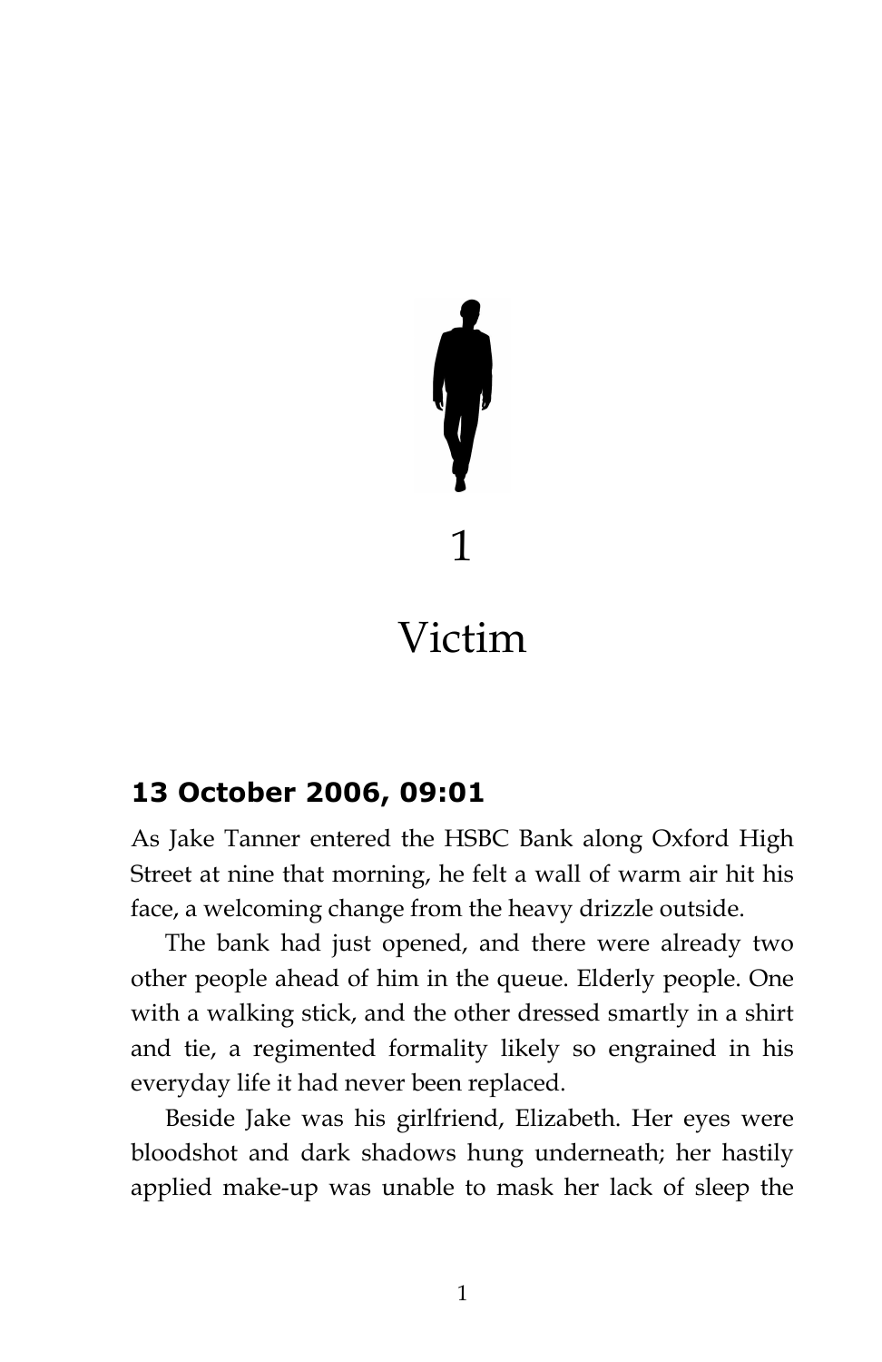# 1

# Victim

### 13 October 2006, 09:01

As Jake Tanner entered the HSBC Bank along Oxford High Street at nine that morning, he felt a wall of warm air hit his face, a welcoming change from the heavy drizzle outside.

The bank had just opened, and there were already two other people ahead of him in the queue. Elderly people. One with a walking stick, and the other dressed smartly in a shirt and tie, a regimented formality likely so engrained in his everyday life it had never been replaced.

Beside Jake was his girlfriend, Elizabeth. Her eyes were bloodshot and dark shadows hung underneath; her hastily applied make-up was unable to mask her lack of sleep the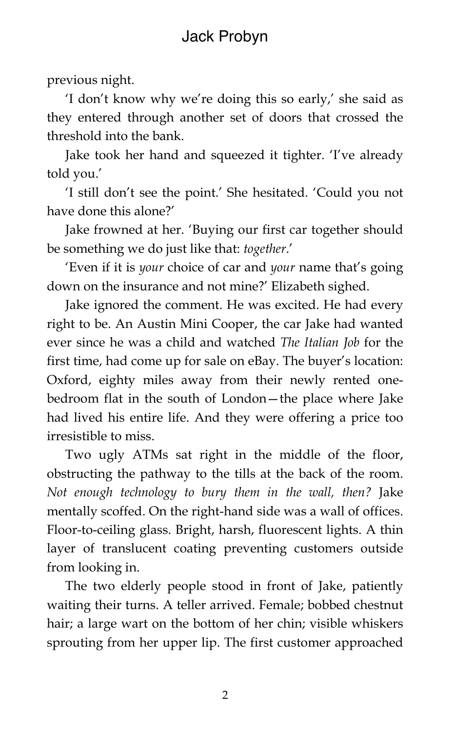previous night.

'I don't know why we're doing this so early,' she said as they entered through another set of doors that crossed the threshold into the bank.

Jake took her hand and squeezed it tighter. 'I've already told you.'

'I still don't see the point.' She hesitated. 'Could you not have done this alone?'

Jake frowned at her. 'Buying our first car together should be something we do just like that: *together*.'

'Even if it is *your* choice of car and *your* name that's going down on the insurance and not mine?' Elizabeth sighed.

Jake ignored the comment. He was excited. He had every right to be. An Austin Mini Cooper, the car Jake had wanted ever since he was a child and watched *The Italian Job* for the first time, had come up for sale on eBay. The buyer's location: Oxford, eighty miles away from their newly rented one-bedroom flat in the south of London—the place where Jake had lived his entire life. And they were offering a price too irresistible to miss.

Two ugly ATMs sat right in the middle of the floor, obstructing the pathway to the tills at the back of the room. *Not enough technology to bury them in the wall, then?* Jake mentally scoffed. On the right-hand side was a wall of offices. Floor-to-ceiling glass. Bright, harsh, fluorescent lights. A thin layer of translucent coating preventing customers outside from looking in.

The two elderly people stood in front of Jake, patiently waiting their turns. A teller arrived. Female; bobbed chestnut hair; a large wart on the bottom of her chin; visible whiskers sprouting from her upper lip. The first customer approached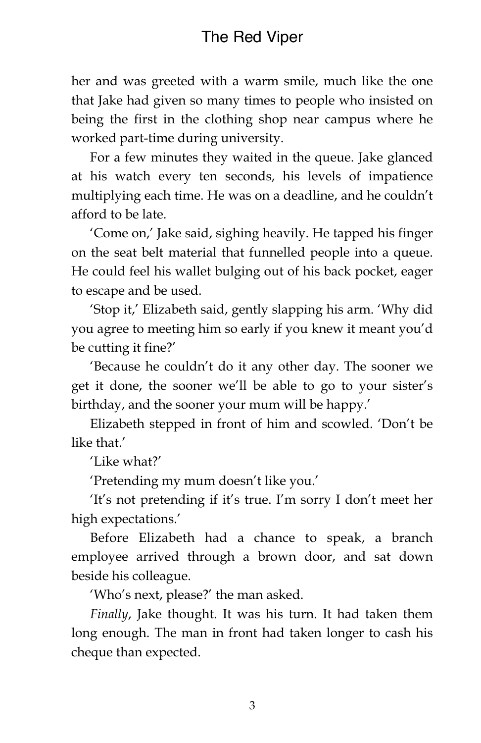her and was greeted with a warm smile, much like the one that Jake had given so many times to people who insisted on being the first in the clothing shop near campus where he worked part-time during university.

For a few minutes they waited in the queue. Jake glanced at his watch every ten seconds, his levels of impatience multiplying each time. He was on a deadline, and he couldn't afford to be late.

'Come on,' Jake said, sighing heavily. He tapped his finger on the seat belt material that funnelled people into a queue. He could feel his wallet bulging out of his back pocket, eager to escape and be used.

'Stop it,' Elizabeth said, gently slapping his arm. 'Why did you agree to meeting him so early if you knew it meant you'd be cutting it fine?'

'Because he couldn't do it any other day. The sooner we get it done, the sooner we'll be able to go to your sister's birthday, and the sooner your mum will be happy.'

Elizabeth stepped in front of him and scowled. 'Don't be like that.'

'Like what?'

'Pretending my mum doesn't like you.'

'It's not pretending if it's true. I'm sorry I don't meet her high expectations.'

Before Elizabeth had a chance to speak, a branch employee arrived through a brown door, and sat down beside his colleague.

'Who's next, please?' the man asked.

*Finally*, Jake thought. It was his turn. It had taken them long enough. The man in front had taken longer to cash his cheque than expected.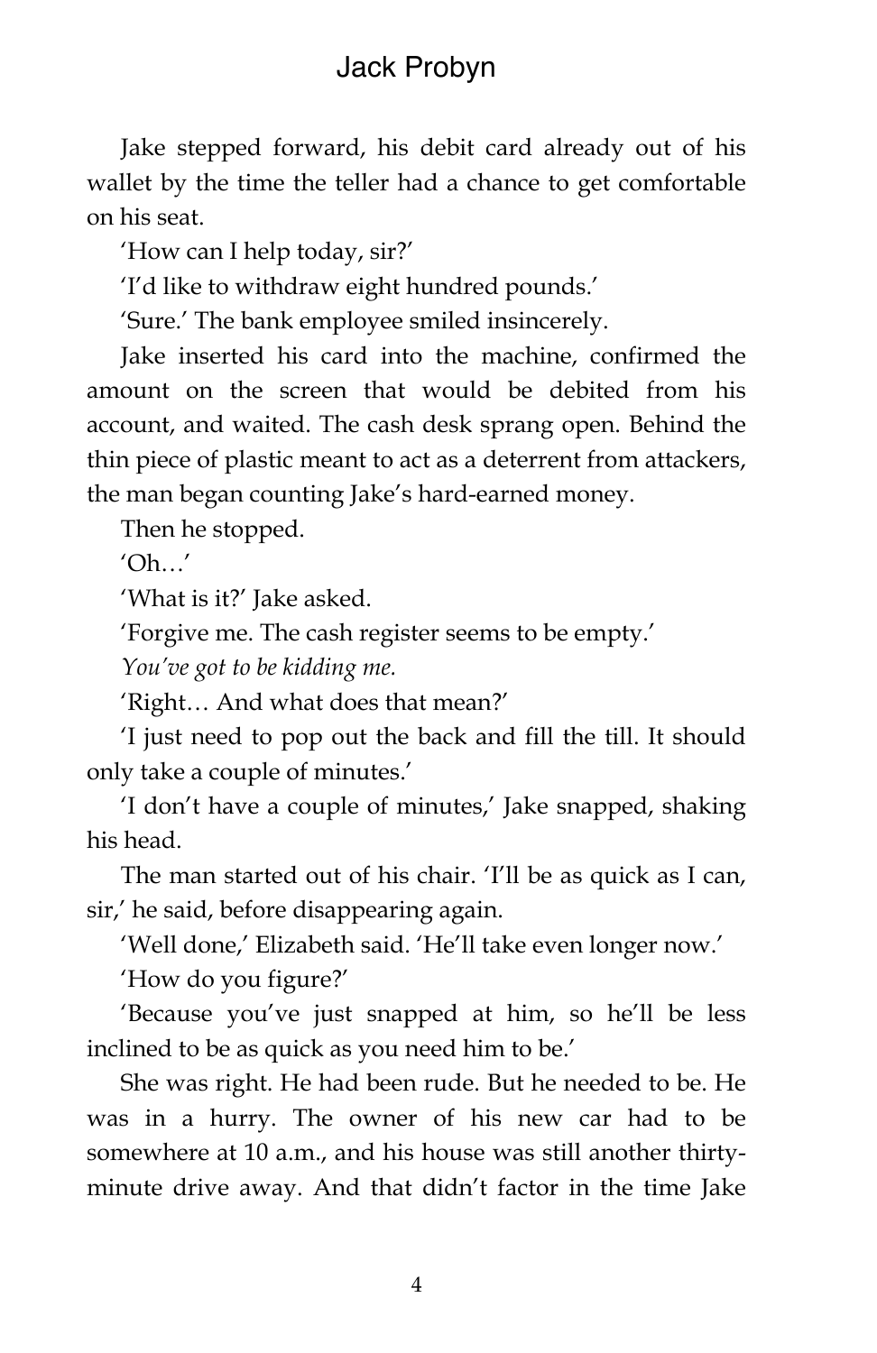Jake stepped forward, his debit card already out of his wallet by the time the teller had a chance to get comfortable on his seat.

'How can I help today, sir?'

'I'd like to withdraw eight hundred pounds.'

'Sure.' The bank employee smiled insincerely.

Jake inserted his card into the machine, confirmed the amount on the screen that would be debited from his account, and waited. The cash desk sprang open. Behind the thin piece of plastic meant to act as a deterrent from attackers, the man began counting Jake's hard-earned money.

Then he stopped.

'Oh…'

'What is it?' Jake asked.

'Forgive me. The cash register seems to be empty.'

*You've got to be kidding me.*

'Right… And what does that mean?'

'I just need to pop out the back and fill the till. It should only take a couple of minutes.'

'I don't have a couple of minutes,' Jake snapped, shaking his head.

The man started out of his chair. 'I'll be as quick as I can, sir,' he said, before disappearing again.

'Well done,' Elizabeth said. 'He'll take even longer now.'

'How do you figure?'

'Because you've just snapped at him, so he'll be less inclined to be as quick as you need him to be.'

She was right. He had been rude. But he needed to be. He was in a hurry. The owner of his new car had to be somewhere at 10 a.m., and his house was still another thirty-minute drive away. And that didn't factor in the time Jake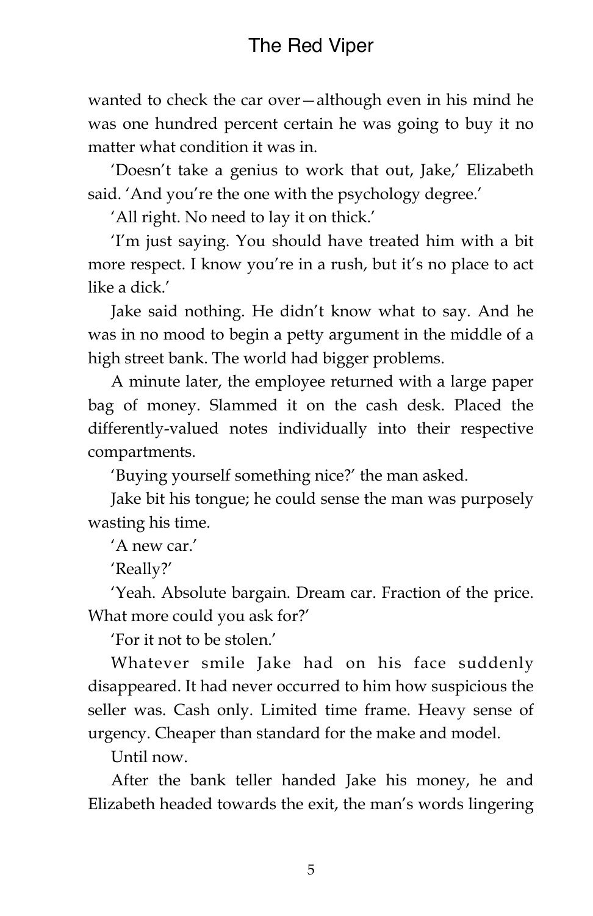wanted to check the car over—although even in his mind he was one hundred percent certain he was going to buy it no matter what condition it was in.

'Doesn't take a genius to work that out, Jake,' Elizabeth said. 'And you're the one with the psychology degree.'

'All right. No need to lay it on thick.'

'I'm just saying. You should have treated him with a bit more respect. I know you're in a rush, but it's no place to act like a dick.'

Jake said nothing. He didn't know what to say. And he was in no mood to begin a petty argument in the middle of a high street bank. The world had bigger problems.

A minute later, the employee returned with a large paper bag of money. Slammed it on the cash desk. Placed the differently-valued notes individually into their respective compartments.

'Buying yourself something nice?' the man asked.

Jake bit his tongue; he could sense the man was purposely wasting his time.

'A new car.'

'Really?'

'Yeah. Absolute bargain. Dream car. Fraction of the price. What more could you ask for?'

'For it not to be stolen.'

Whatever smile Jake had on his face suddenly disappeared. It had never occurred to him how suspicious the seller was. Cash only. Limited time frame. Heavy sense of urgency. Cheaper than standard for the make and model.

Until now.

After the bank teller handed Jake his money, he and Elizabeth headed towards the exit, the man's words lingering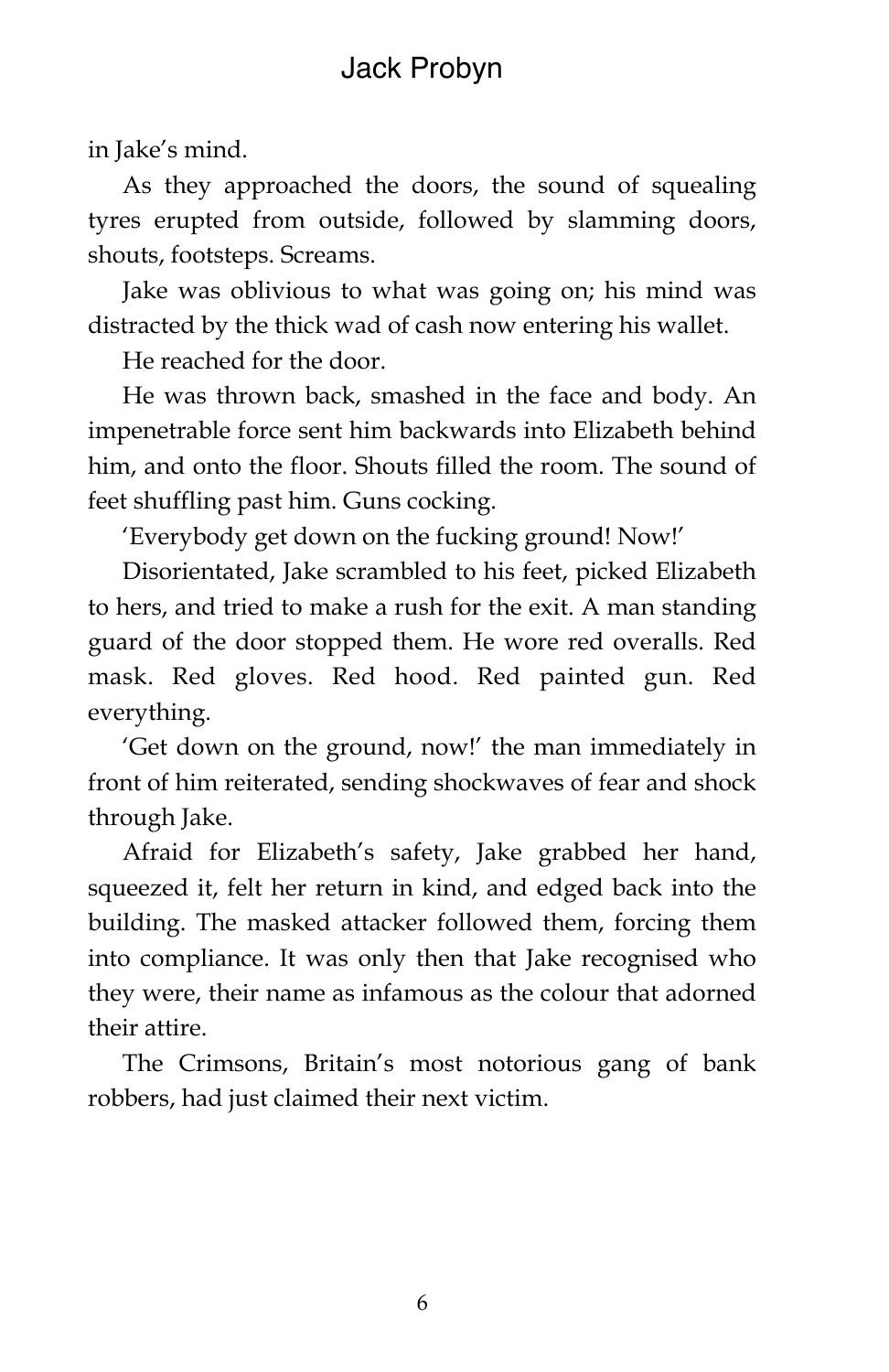in Jake's mind.

As they approached the doors, the sound of squealing tyres erupted from outside, followed by slamming doors, shouts, footsteps. Screams.

Jake was oblivious to what was going on; his mind was distracted by the thick wad of cash now entering his wallet.

He reached for the door.

He was thrown back, smashed in the face and body. An impenetrable force sent him backwards into Elizabeth behind him, and onto the floor. Shouts filled the room. The sound of feet shuffling past him. Guns cocking.

'Everybody get down on the fucking ground! Now!'

Disorientated, Jake scrambled to his feet, picked Elizabeth to hers, and tried to make a rush for the exit. A man standing guard of the door stopped them. He wore red overalls. Red mask. Red gloves. Red hood. Red painted gun. Red everything.

'Get down on the ground, now!' the man immediately in front of him reiterated, sending shockwaves of fear and shock through Jake.

Afraid for Elizabeth's safety, Jake grabbed her hand, squeezed it, felt her return in kind, and edged back into the building. The masked attacker followed them, forcing them into compliance. It was only then that Jake recognised who they were, their name as infamous as the colour that adorned their attire.

The Crimsons, Britain's most notorious gang of bank robbers, had just claimed their next victim.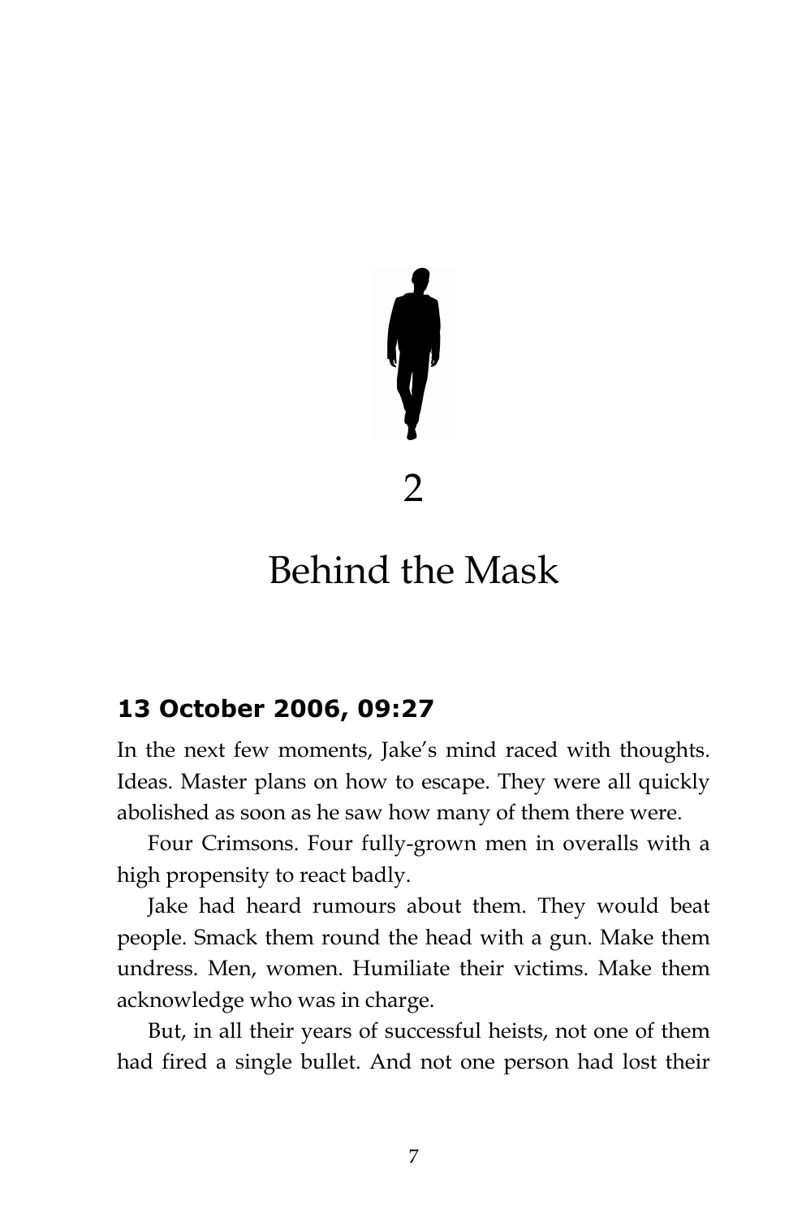# 2

# Behind the Mask

### 13 October 2006, 09:27

In the next few moments, Jake's mind raced with thoughts. Ideas. Master plans on how to escape. They were all quickly abolished as soon as he saw how many of them there were.

Four Crimsons. Four fully-grown men in overalls with a high propensity to react badly.

Jake had heard rumours about them. They would beat people. Smack them round the head with a gun. Make them undress. Men, women. Humiliate their victims. Make them acknowledge who was in charge.

But, in all their years of successful heists, not one of them had fired a single bullet. And not one person had lost their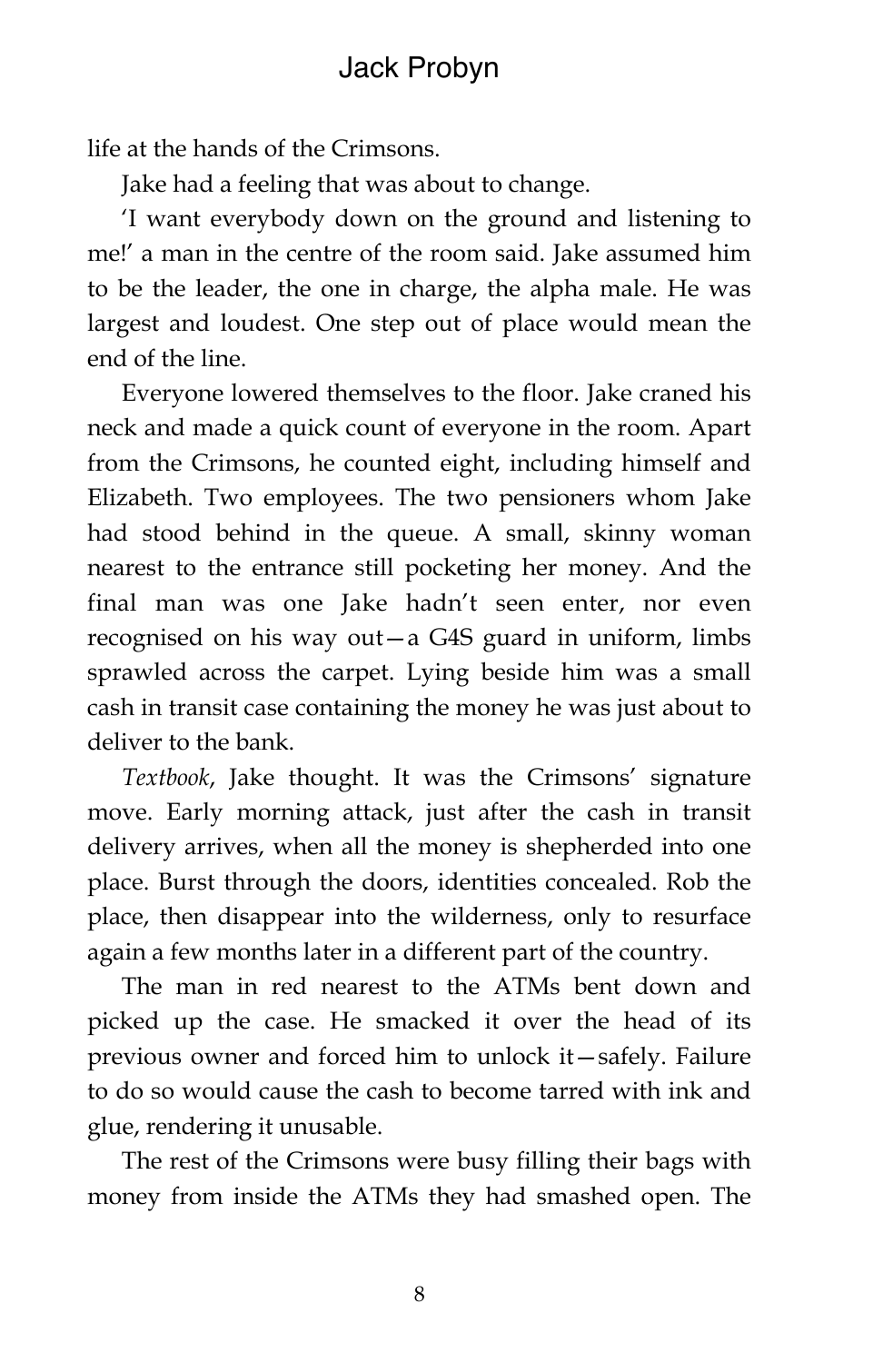life at the hands of the Crimsons.

Jake had a feeling that was about to change.

'I want everybody down on the ground and listening to me!' a man in the centre of the room said. Jake assumed him to be the leader, the one in charge, the alpha male. He was largest and loudest. One step out of place would mean the end of the line.

Everyone lowered themselves to the floor. Jake craned his neck and made a quick count of everyone in the room. Apart from the Crimsons, he counted eight, including himself and Elizabeth. Two employees. The two pensioners whom Jake had stood behind in the queue. A small, skinny woman nearest to the entrance still pocketing her money. And the final man was one Jake hadn't seen enter, nor even recognised on his way out—a G4S guard in uniform, limbs sprawled across the carpet. Lying beside him was a small cash in transit case containing the money he was just about to deliver to the bank.

*Textbook*, Jake thought. It was the Crimsons' signature move. Early morning attack, just after the cash in transit delivery arrives, when all the money is shepherded into one place. Burst through the doors, identities concealed. Rob the place, then disappear into the wilderness, only to resurface again a few months later in a different part of the country.

The man in red nearest to the ATMs bent down and picked up the case. He smacked it over the head of its previous owner and forced him to unlock it—safely. Failure to do so would cause the cash to become tarred with ink and glue, rendering it unusable.

The rest of the Crimsons were busy filling their bags with money from inside the ATMs they had smashed open. The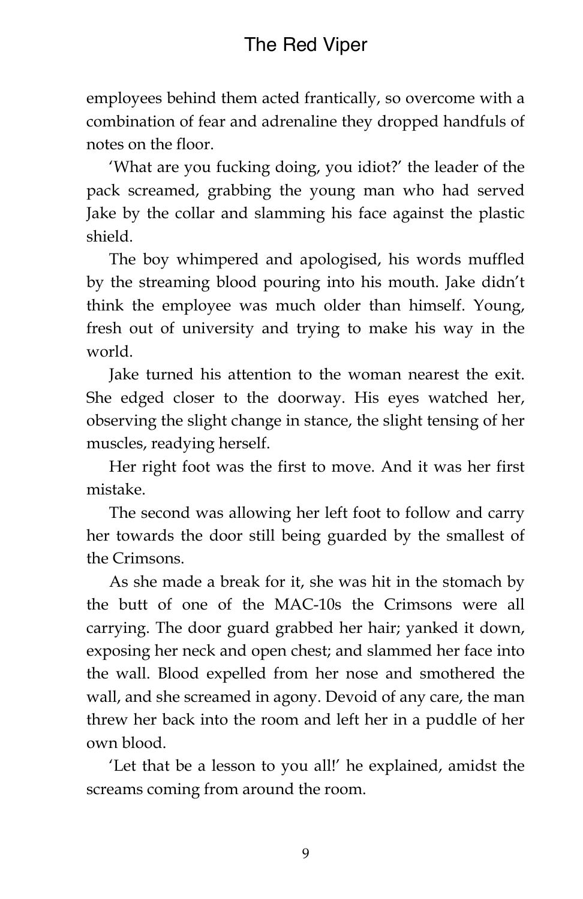employees behind them acted frantically, so overcome with a combination of fear and adrenaline they dropped handfuls of notes on the floor.

'What are you fucking doing, you idiot?' the leader of the pack screamed, grabbing the young man who had served Jake by the collar and slamming his face against the plastic shield.

The boy whimpered and apologised, his words muffled by the streaming blood pouring into his mouth. Jake didn't think the employee was much older than himself. Young, fresh out of university and trying to make his way in the world.

Jake turned his attention to the woman nearest the exit. She edged closer to the doorway. His eyes watched her, observing the slight change in stance, the slight tensing of her muscles, readying herself.

Her right foot was the first to move. And it was her first mistake.

The second was allowing her left foot to follow and carry her towards the door still being guarded by the smallest of the Crimsons.

As she made a break for it, she was hit in the stomach by the butt of one of the MAC-10s the Crimsons were all carrying. The door guard grabbed her hair; yanked it down, exposing her neck and open chest; and slammed her face into the wall. Blood expelled from her nose and smothered the wall, and she screamed in agony. Devoid of any care, the man threw her back into the room and left her in a puddle of her own blood.

'Let that be a lesson to you all!' he explained, amidst the screams coming from around the room.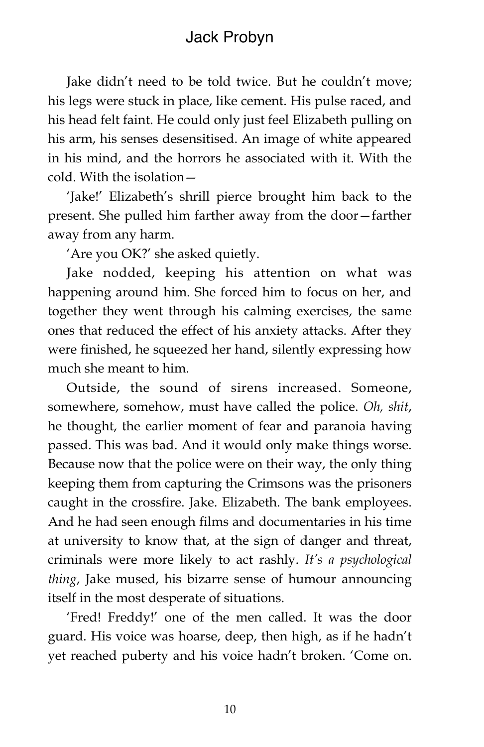Jake didn't need to be told twice. But he couldn't move; his legs were stuck in place, like cement. His pulse raced, and his head felt faint. He could only just feel Elizabeth pulling on his arm, his senses desensitised. An image of white appeared in his mind, and the horrors he associated with it. With the cold. With the isolation—

'Jake!' Elizabeth's shrill pierce brought him back to the present. She pulled him farther away from the door—farther away from any harm.

'Are you OK?' she asked quietly.

Jake nodded, keeping his attention on what was happening around him. She forced him to focus on her, and together they went through his calming exercises, the same ones that reduced the effect of his anxiety attacks. After they were finished, he squeezed her hand, silently expressing how much she meant to him.

Outside, the sound of sirens increased. Someone, somewhere, somehow, must have called the police. *Oh, shit*, he thought, the earlier moment of fear and paranoia having passed. This was bad. And it would only make things worse. Because now that the police were on their way, the only thing keeping them from capturing the Crimsons was the prisoners caught in the crossfire. Jake. Elizabeth. The bank employees. And he had seen enough films and documentaries in his time at university to know that, at the sign of danger and threat, criminals were more likely to act rashly. *It's a psychological thing*, Jake mused, his bizarre sense of humour announcing itself in the most desperate of situations.

'Fred! Freddy!' one of the men called. It was the door guard. His voice was hoarse, deep, then high, as if he hadn't yet reached puberty and his voice hadn't broken. 'Come on.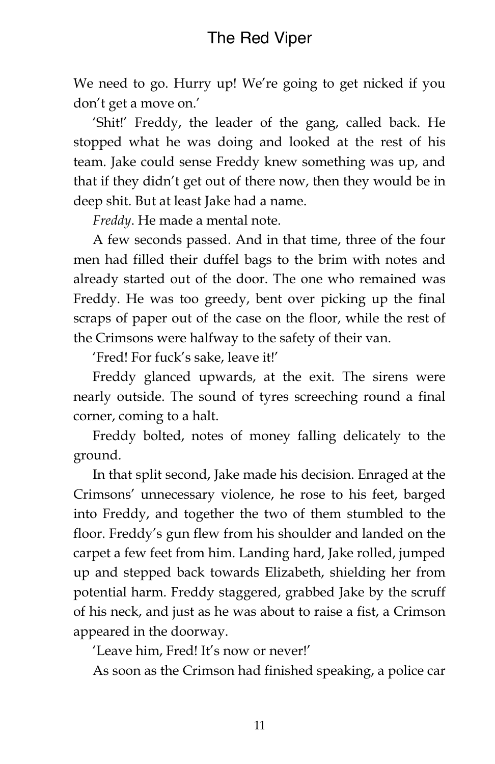We need to go. Hurry up! We're going to get nicked if you don't get a move on.'

'Shit!' Freddy, the leader of the gang, called back. He stopped what he was doing and looked at the rest of his team. Jake could sense Freddy knew something was up, and that if they didn't get out of there now, then they would be in deep shit. But at least Jake had a name.

*Freddy*. He made a mental note.

A few seconds passed. And in that time, three of the four men had filled their duffel bags to the brim with notes and already started out of the door. The one who remained was Freddy. He was too greedy, bent over picking up the final scraps of paper out of the case on the floor, while the rest of the Crimsons were halfway to the safety of their van.

'Fred! For fuck's sake, leave it!'

Freddy glanced upwards, at the exit. The sirens were nearly outside. The sound of tyres screeching round a final corner, coming to a halt.

Freddy bolted, notes of money falling delicately to the ground.

In that split second, Jake made his decision. Enraged at the Crimsons' unnecessary violence, he rose to his feet, barged into Freddy, and together the two of them stumbled to the floor. Freddy's gun flew from his shoulder and landed on the carpet a few feet from him. Landing hard, Jake rolled, jumped up and stepped back towards Elizabeth, shielding her from potential harm. Freddy staggered, grabbed Jake by the scruff of his neck, and just as he was about to raise a fist, a Crimson appeared in the doorway.

'Leave him, Fred! It's now or never!'

As soon as the Crimson had finished speaking, a police car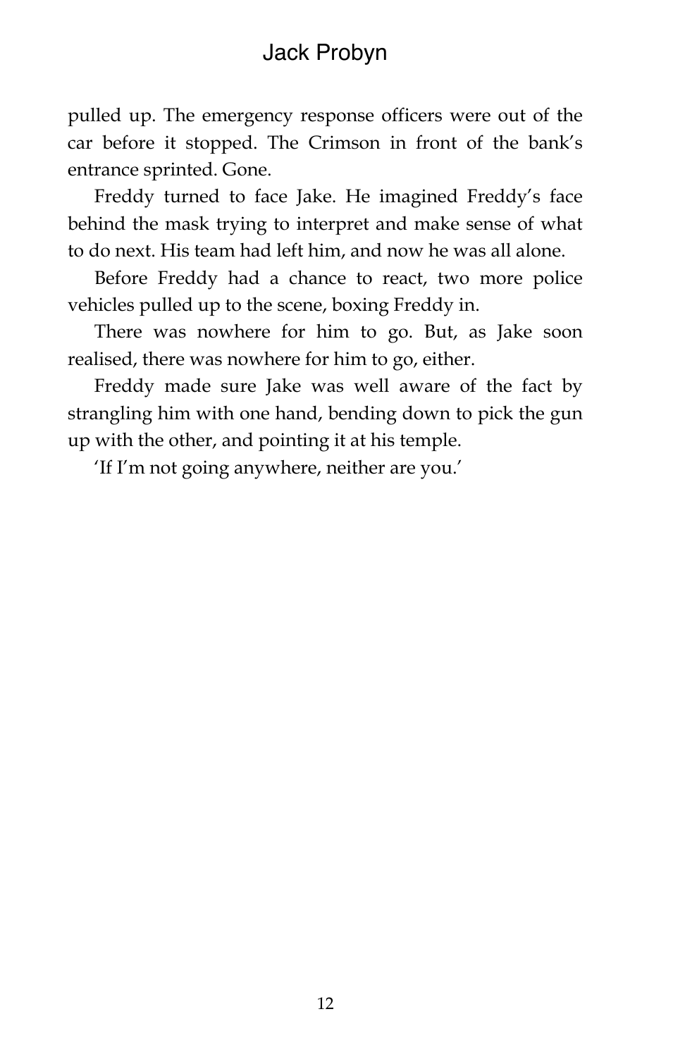pulled up. The emergency response officers were out of the car before it stopped. The Crimson in front of the bank's entrance sprinted. Gone.

Freddy turned to face Jake. He imagined Freddy's face behind the mask trying to interpret and make sense of what to do next. His team had left him, and now he was all alone.

Before Freddy had a chance to react, two more police vehicles pulled up to the scene, boxing Freddy in.

There was nowhere for him to go. But, as Jake soon realised, there was nowhere for him to go, either.

Freddy made sure Jake was well aware of the fact by strangling him with one hand, bending down to pick the gun up with the other, and pointing it at his temple.

'If I'm not going anywhere, neither are you.'